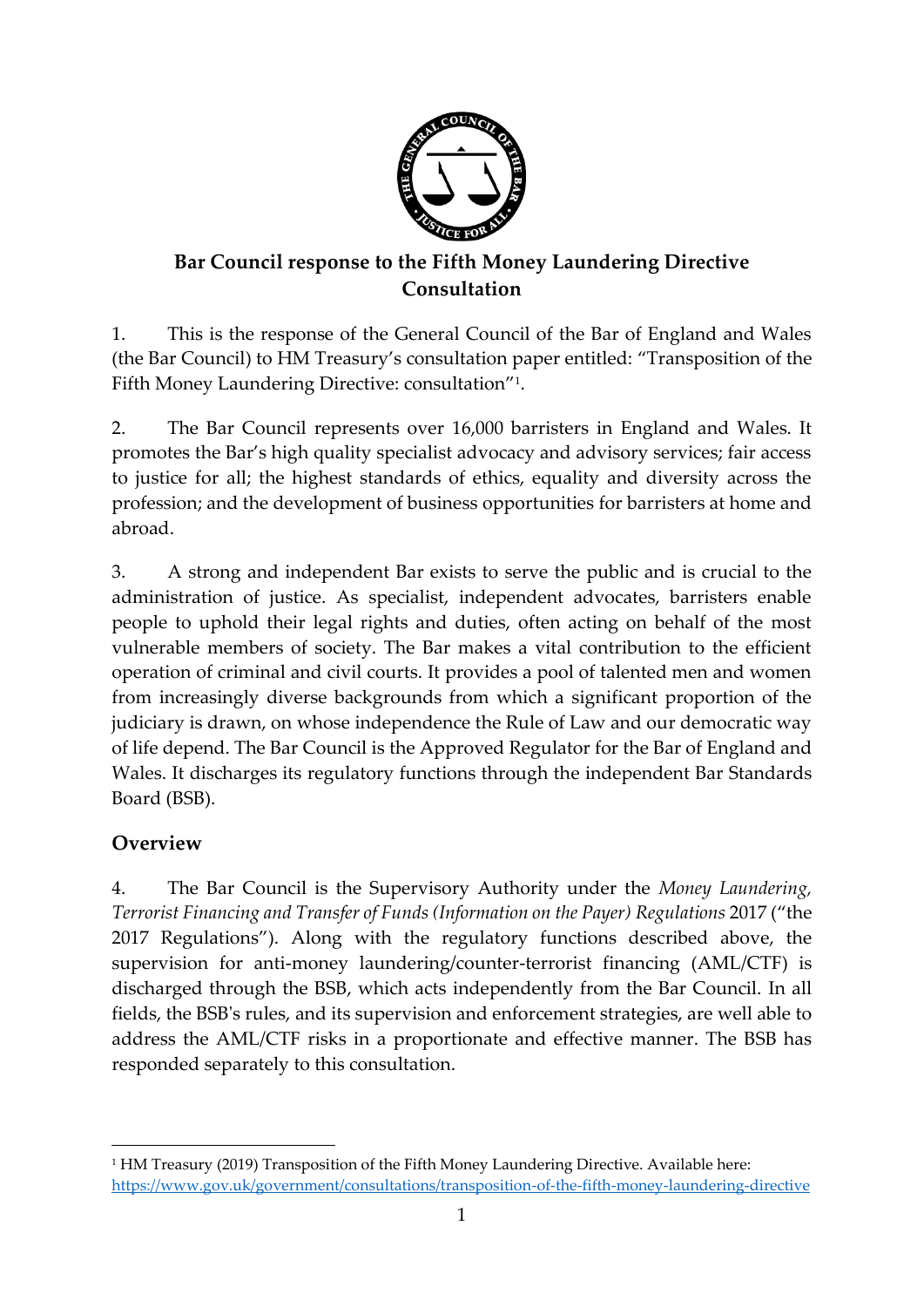# Bar Council response to the Fifth Money Laundering Directive Consultation

1. This is the response of the General Council of the Bar of England and Wales (the Bar Council) to HM Treasury's consultation paper entitled: "Transposition of the Fifth Money Laundering Directive: consultation"[1].

2. The Bar Council represents over 16,000 barristers in England and Wales. It promotes the Bar's high quality specialist advocacy and advisory services; fair access to justice for all; the highest standards of ethics, equality and diversity across the profession; and the development of business opportunities for barristers at home and abroad.

3. A strong and independent Bar exists to serve the public and is crucial to the administration of justice. As specialist, independent advocates, barristers enable people to uphold their legal rights and duties, often acting on behalf of the most vulnerable members of society. The Bar makes a vital contribution to the efficient operation of criminal and civil courts. It provides a pool of talented men and women from increasingly diverse backgrounds from which a significant proportion of the judiciary is drawn, on whose independence the Rule of Law and our democratic way of life depend. The Bar Council is the Approved Regulator for the Bar of England and Wales. It discharges its regulatory functions through the independent Bar Standards Board (BSB).

## Overview

4. The Bar Council is the Supervisory Authority under the *Money Laundering, Terrorist Financing and Transfer of Funds (Information on the Payer) Regulations* 2017 ("the 2017 Regulations"). Along with the regulatory functions described above, the supervision for anti-money laundering/counter-terrorist financing (AML/CTF) is discharged through the BSB, which acts independently from the Bar Council. In all fields, the BSB's rules, and its supervision and enforcement strategies, are well able to address the AML/CTF risks in a proportionate and effective manner. The BSB has responded separately to this consultation.

---

[1] HM Treasury (2019) Transposition of the Fifth Money Laundering Directive. Available here: https://www.gov.uk/government/consultations/transposition-of-the-fifth-money-laundering-directive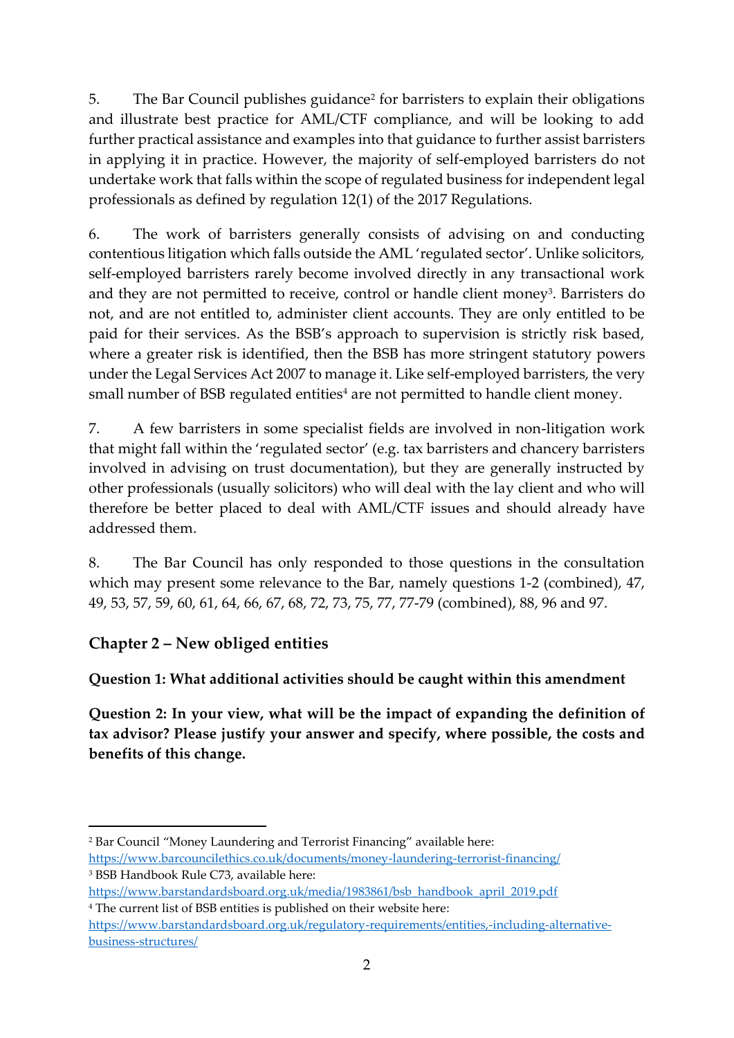5. The Bar Council publishes guidance[2] for barristers to explain their obligations and illustrate best practice for AML/CTF compliance, and will be looking to add further practical assistance and examples into that guidance to further assist barristers in applying it in practice. However, the majority of self-employed barristers do not undertake work that falls within the scope of regulated business for independent legal professionals as defined by regulation 12(1) of the 2017 Regulations.

6. The work of barristers generally consists of advising on and conducting contentious litigation which falls outside the AML 'regulated sector'. Unlike solicitors, self-employed barristers rarely become involved directly in any transactional work and they are not permitted to receive, control or handle client money[3]. Barristers do not, and are not entitled to, administer client accounts. They are only entitled to be paid for their services. As the BSB's approach to supervision is strictly risk based, where a greater risk is identified, then the BSB has more stringent statutory powers under the Legal Services Act 2007 to manage it. Like self-employed barristers, the very small number of BSB regulated entities[4] are not permitted to handle client money.

7. A few barristers in some specialist fields are involved in non-litigation work that might fall within the 'regulated sector' (e.g. tax barristers and chancery barristers involved in advising on trust documentation), but they are generally instructed by other professionals (usually solicitors) who will deal with the lay client and who will therefore be better placed to deal with AML/CTF issues and should already have addressed them.

8. The Bar Council has only responded to those questions in the consultation which may present some relevance to the Bar, namely questions 1-2 (combined), 47, 49, 53, 57, 59, 60, 61, 64, 66, 67, 68, 72, 73, 75, 77, 77-79 (combined), 88, 96 and 97.

## Chapter 2 – New obliged entities

**Question 1: What additional activities should be caught within this amendment**

**Question 2: In your view, what will be the impact of expanding the definition of tax advisor? Please justify your answer and specify, where possible, the costs and benefits of this change.**

---

[2] Bar Council "Money Laundering and Terrorist Financing" available here: https://www.barcouncilethics.co.uk/documents/money-laundering-terrorist-financing/

[3] BSB Handbook Rule C73, available here: https://www.barstandardsboard.org.uk/media/1983861/bsb_handbook_april_2019.pdf

[4] The current list of BSB entities is published on their website here: https://www.barstandardsboard.org.uk/regulatory-requirements/entities,-including-alternative-business-structures/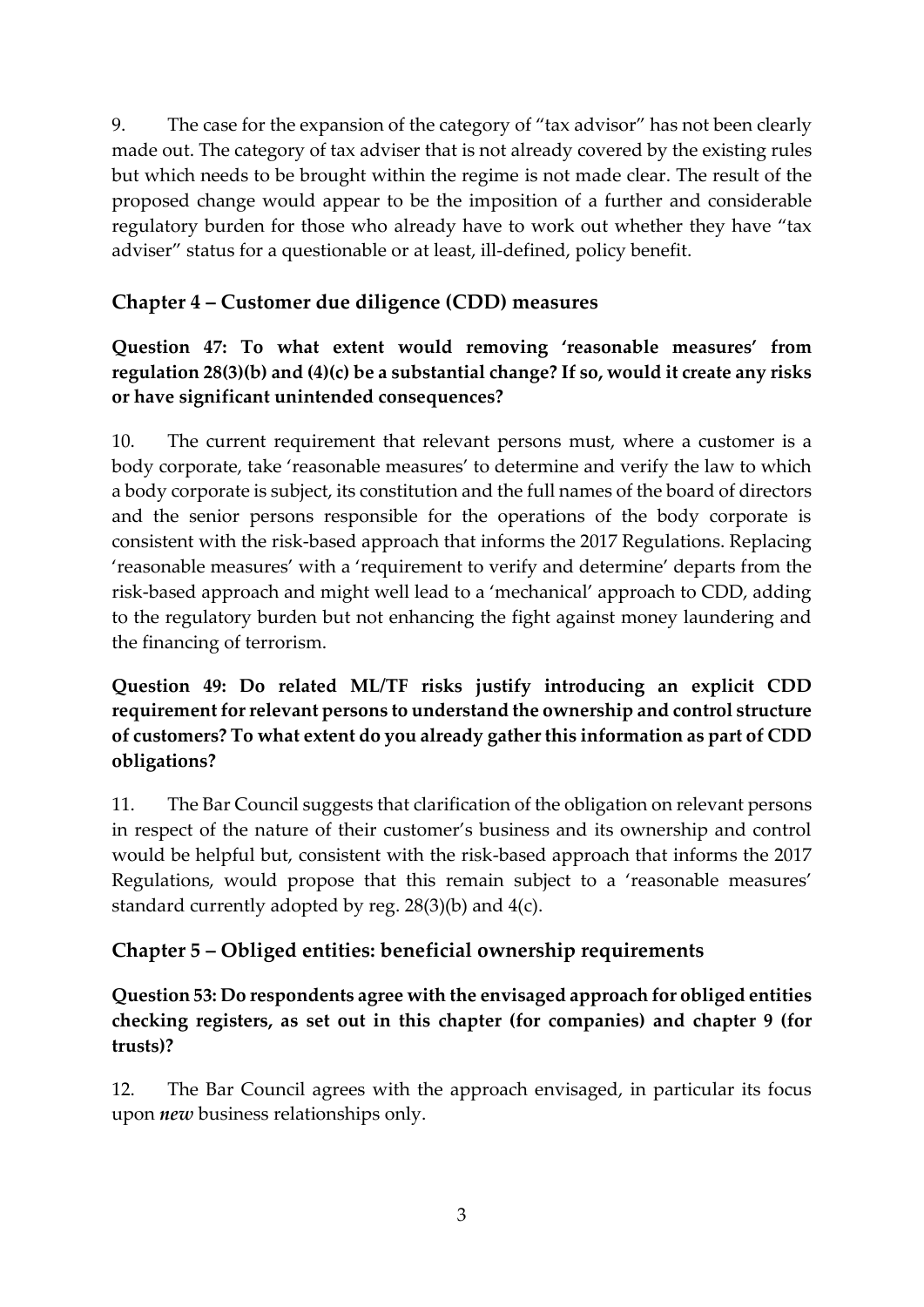9. The case for the expansion of the category of "tax advisor" has not been clearly made out. The category of tax adviser that is not already covered by the existing rules but which needs to be brought within the regime is not made clear. The result of the proposed change would appear to be the imposition of a further and considerable regulatory burden for those who already have to work out whether they have "tax adviser" status for a questionable or at least, ill-defined, policy benefit.

## Chapter 4 – Customer due diligence (CDD) measures

### Question 47: To what extent would removing 'reasonable measures' from regulation 28(3)(b) and (4)(c) be a substantial change? If so, would it create any risks or have significant unintended consequences?

10. The current requirement that relevant persons must, where a customer is a body corporate, take 'reasonable measures' to determine and verify the law to which a body corporate is subject, its constitution and the full names of the board of directors and the senior persons responsible for the operations of the body corporate is consistent with the risk-based approach that informs the 2017 Regulations. Replacing 'reasonable measures' with a 'requirement to verify and determine' departs from the risk-based approach and might well lead to a 'mechanical' approach to CDD, adding to the regulatory burden but not enhancing the fight against money laundering and the financing of terrorism.

### Question 49: Do related ML/TF risks justify introducing an explicit CDD requirement for relevant persons to understand the ownership and control structure of customers? To what extent do you already gather this information as part of CDD obligations?

11. The Bar Council suggests that clarification of the obligation on relevant persons in respect of the nature of their customer's business and its ownership and control would be helpful but, consistent with the risk-based approach that informs the 2017 Regulations, would propose that this remain subject to a 'reasonable measures' standard currently adopted by reg. 28(3)(b) and 4(c).

## Chapter 5 – Obliged entities: beneficial ownership requirements

### Question 53: Do respondents agree with the envisaged approach for obliged entities checking registers, as set out in this chapter (for companies) and chapter 9 (for trusts)?

12. The Bar Council agrees with the approach envisaged, in particular its focus upon ***new*** business relationships only.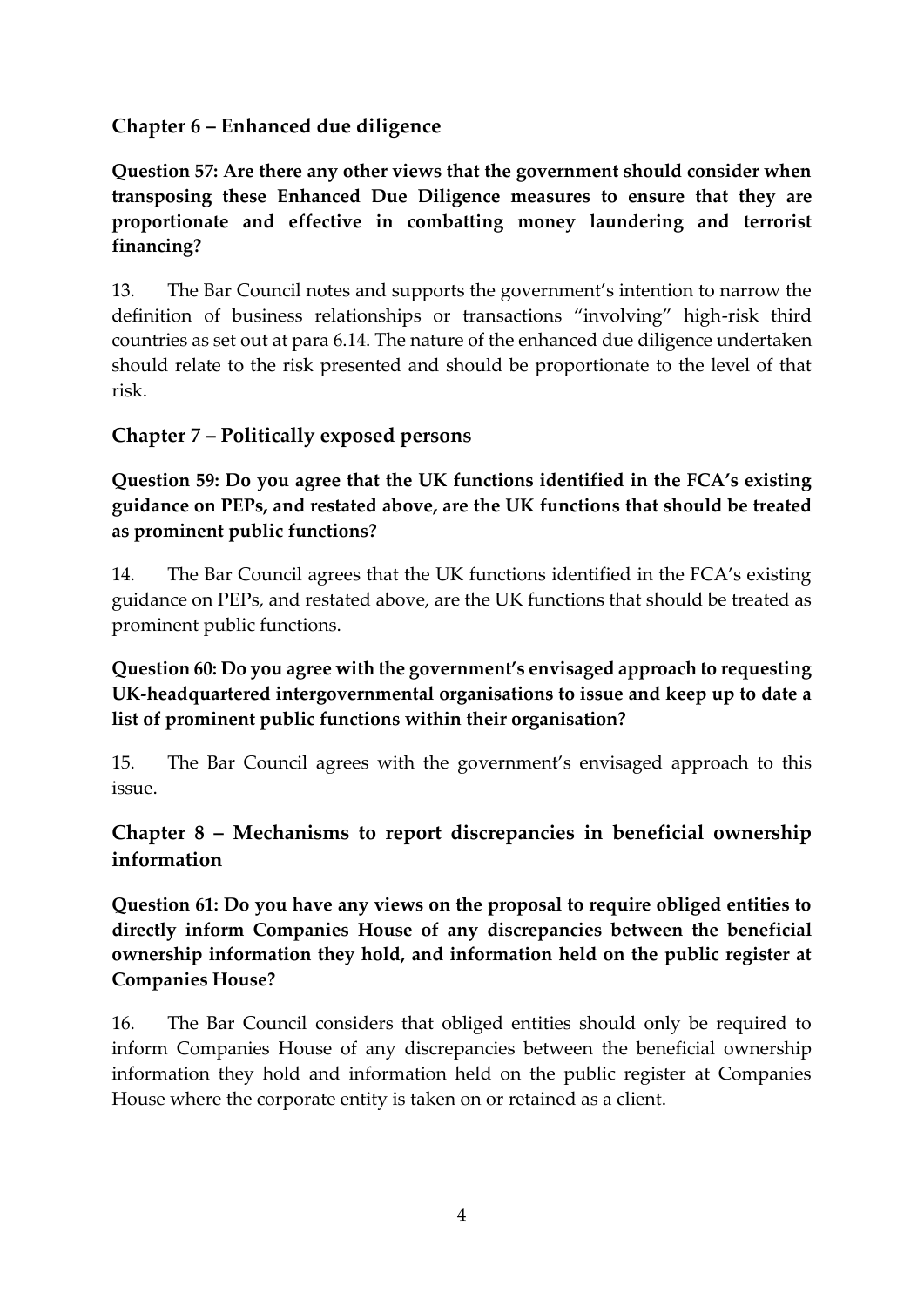## Chapter 6 – Enhanced due diligence

**Question 57: Are there any other views that the government should consider when transposing these Enhanced Due Diligence measures to ensure that they are proportionate and effective in combatting money laundering and terrorist financing?**

13. The Bar Council notes and supports the government's intention to narrow the definition of business relationships or transactions "involving" high-risk third countries as set out at para 6.14. The nature of the enhanced due diligence undertaken should relate to the risk presented and should be proportionate to the level of that risk.

## Chapter 7 – Politically exposed persons

**Question 59: Do you agree that the UK functions identified in the FCA's existing guidance on PEPs, and restated above, are the UK functions that should be treated as prominent public functions?**

14. The Bar Council agrees that the UK functions identified in the FCA's existing guidance on PEPs, and restated above, are the UK functions that should be treated as prominent public functions.

**Question 60: Do you agree with the government's envisaged approach to requesting UK-headquartered intergovernmental organisations to issue and keep up to date a list of prominent public functions within their organisation?**

15. The Bar Council agrees with the government's envisaged approach to this issue.

## Chapter 8 – Mechanisms to report discrepancies in beneficial ownership information

**Question 61: Do you have any views on the proposal to require obliged entities to directly inform Companies House of any discrepancies between the beneficial ownership information they hold, and information held on the public register at Companies House?**

16. The Bar Council considers that obliged entities should only be required to inform Companies House of any discrepancies between the beneficial ownership information they hold and information held on the public register at Companies House where the corporate entity is taken on or retained as a client.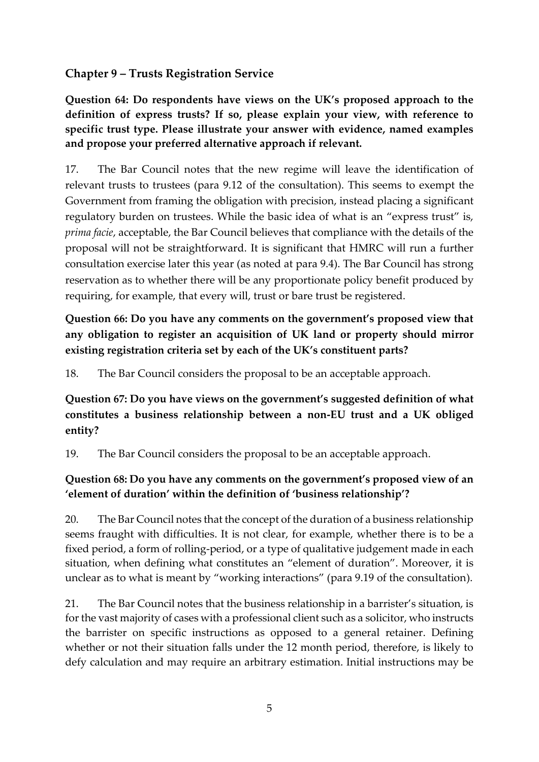## Chapter 9 – Trusts Registration Service

**Question 64: Do respondents have views on the UK's proposed approach to the definition of express trusts? If so, please explain your view, with reference to specific trust type. Please illustrate your answer with evidence, named examples and propose your preferred alternative approach if relevant.**

17. The Bar Council notes that the new regime will leave the identification of relevant trusts to trustees (para 9.12 of the consultation). This seems to exempt the Government from framing the obligation with precision, instead placing a significant regulatory burden on trustees. While the basic idea of what is an "express trust" is, *prima facie*, acceptable, the Bar Council believes that compliance with the details of the proposal will not be straightforward. It is significant that HMRC will run a further consultation exercise later this year (as noted at para 9.4). The Bar Council has strong reservation as to whether there will be any proportionate policy benefit produced by requiring, for example, that every will, trust or bare trust be registered.

**Question 66: Do you have any comments on the government's proposed view that any obligation to register an acquisition of UK land or property should mirror existing registration criteria set by each of the UK's constituent parts?**

18. The Bar Council considers the proposal to be an acceptable approach.

**Question 67: Do you have views on the government's suggested definition of what constitutes a business relationship between a non-EU trust and a UK obliged entity?**

19. The Bar Council considers the proposal to be an acceptable approach.

**Question 68: Do you have any comments on the government's proposed view of an 'element of duration' within the definition of 'business relationship'?**

20. The Bar Council notes that the concept of the duration of a business relationship seems fraught with difficulties. It is not clear, for example, whether there is to be a fixed period, a form of rolling-period, or a type of qualitative judgement made in each situation, when defining what constitutes an "element of duration". Moreover, it is unclear as to what is meant by "working interactions" (para 9.19 of the consultation).

21. The Bar Council notes that the business relationship in a barrister's situation, is for the vast majority of cases with a professional client such as a solicitor, who instructs the barrister on specific instructions as opposed to a general retainer. Defining whether or not their situation falls under the 12 month period, therefore, is likely to defy calculation and may require an arbitrary estimation. Initial instructions may be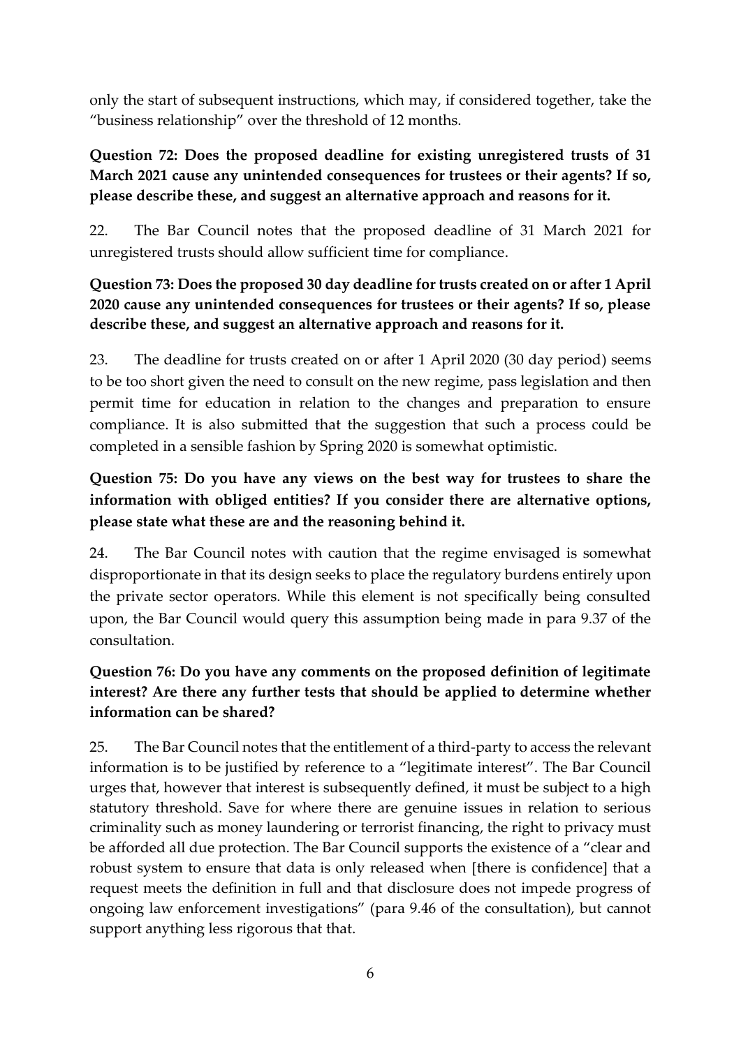only the start of subsequent instructions, which may, if considered together, take the "business relationship" over the threshold of 12 months.

**Question 72: Does the proposed deadline for existing unregistered trusts of 31 March 2021 cause any unintended consequences for trustees or their agents? If so, please describe these, and suggest an alternative approach and reasons for it.**

22. The Bar Council notes that the proposed deadline of 31 March 2021 for unregistered trusts should allow sufficient time for compliance.

**Question 73: Does the proposed 30 day deadline for trusts created on or after 1 April 2020 cause any unintended consequences for trustees or their agents? If so, please describe these, and suggest an alternative approach and reasons for it.**

23. The deadline for trusts created on or after 1 April 2020 (30 day period) seems to be too short given the need to consult on the new regime, pass legislation and then permit time for education in relation to the changes and preparation to ensure compliance. It is also submitted that the suggestion that such a process could be completed in a sensible fashion by Spring 2020 is somewhat optimistic.

**Question 75: Do you have any views on the best way for trustees to share the information with obliged entities? If you consider there are alternative options, please state what these are and the reasoning behind it.**

24. The Bar Council notes with caution that the regime envisaged is somewhat disproportionate in that its design seeks to place the regulatory burdens entirely upon the private sector operators. While this element is not specifically being consulted upon, the Bar Council would query this assumption being made in para 9.37 of the consultation.

**Question 76: Do you have any comments on the proposed definition of legitimate interest? Are there any further tests that should be applied to determine whether information can be shared?**

25. The Bar Council notes that the entitlement of a third-party to access the relevant information is to be justified by reference to a "legitimate interest". The Bar Council urges that, however that interest is subsequently defined, it must be subject to a high statutory threshold. Save for where there are genuine issues in relation to serious criminality such as money laundering or terrorist financing, the right to privacy must be afforded all due protection. The Bar Council supports the existence of a "clear and robust system to ensure that data is only released when [there is confidence] that a request meets the definition in full and that disclosure does not impede progress of ongoing law enforcement investigations" (para 9.46 of the consultation), but cannot support anything less rigorous that that.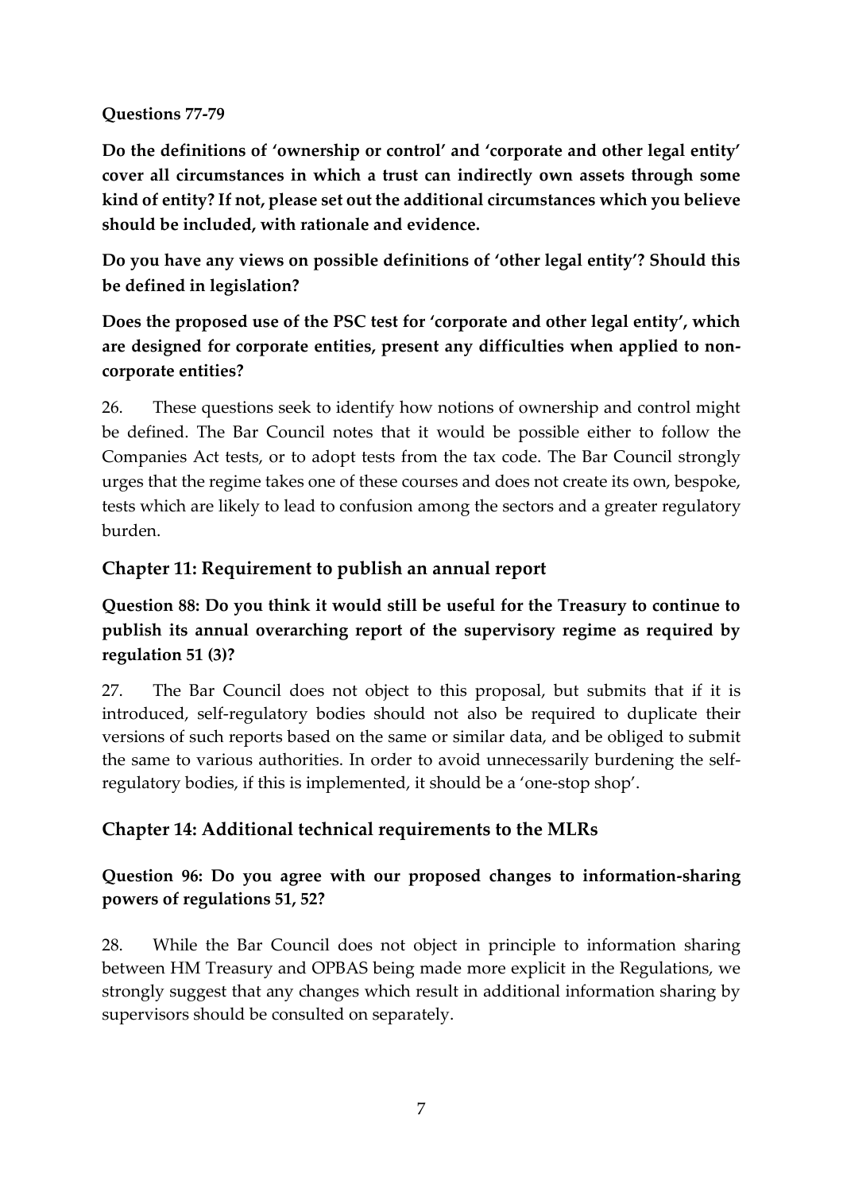**Questions 77-79**

**Do the definitions of 'ownership or control' and 'corporate and other legal entity' cover all circumstances in which a trust can indirectly own assets through some kind of entity? If not, please set out the additional circumstances which you believe should be included, with rationale and evidence.**

**Do you have any views on possible definitions of 'other legal entity'? Should this be defined in legislation?**

**Does the proposed use of the PSC test for 'corporate and other legal entity', which are designed for corporate entities, present any difficulties when applied to non-corporate entities?**

26. These questions seek to identify how notions of ownership and control might be defined. The Bar Council notes that it would be possible either to follow the Companies Act tests, or to adopt tests from the tax code. The Bar Council strongly urges that the regime takes one of these courses and does not create its own, bespoke, tests which are likely to lead to confusion among the sectors and a greater regulatory burden.

## Chapter 11: Requirement to publish an annual report

### Question 88: Do you think it would still be useful for the Treasury to continue to publish its annual overarching report of the supervisory regime as required by regulation 51 (3)?

27. The Bar Council does not object to this proposal, but submits that if it is introduced, self-regulatory bodies should not also be required to duplicate their versions of such reports based on the same or similar data, and be obliged to submit the same to various authorities. In order to avoid unnecessarily burdening the self-regulatory bodies, if this is implemented, it should be a 'one-stop shop'.

## Chapter 14: Additional technical requirements to the MLRs

### Question 96: Do you agree with our proposed changes to information-sharing powers of regulations 51, 52?

28. While the Bar Council does not object in principle to information sharing between HM Treasury and OPBAS being made more explicit in the Regulations, we strongly suggest that any changes which result in additional information sharing by supervisors should be consulted on separately.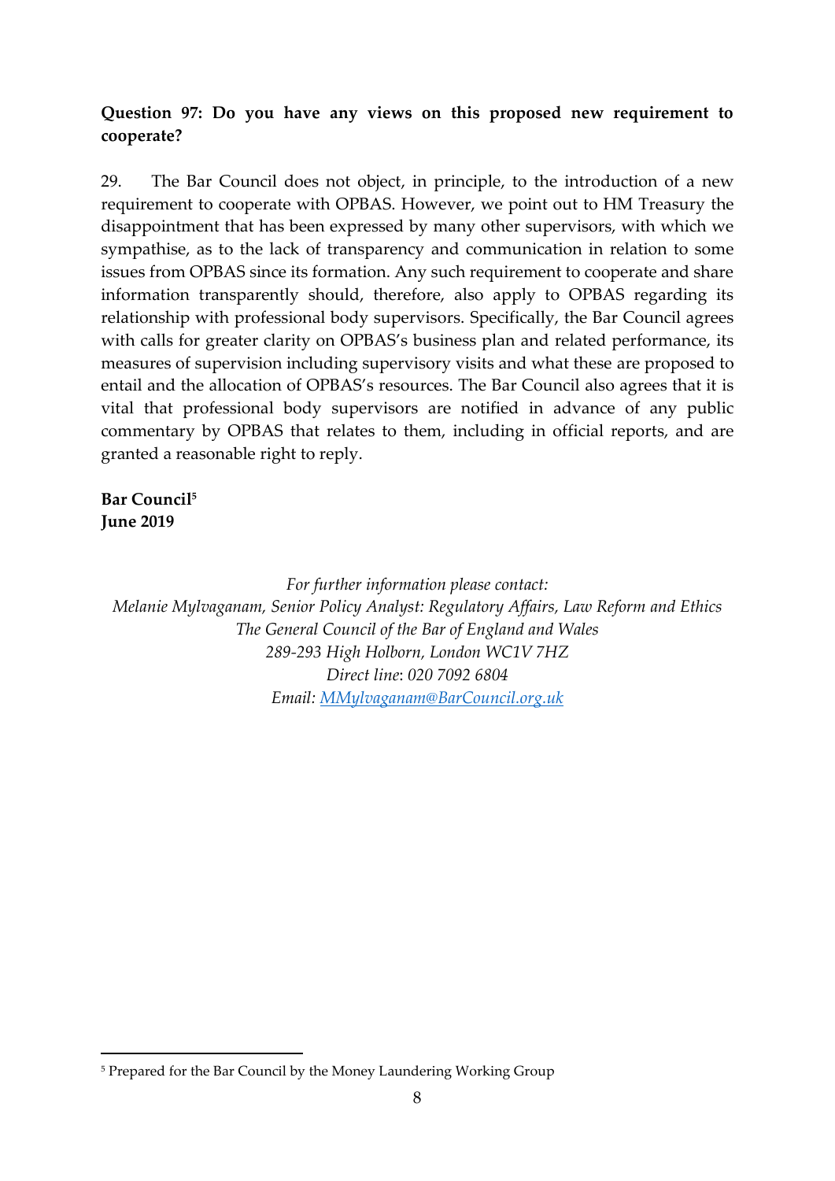**Question 97: Do you have any views on this proposed new requirement to cooperate?**

29. The Bar Council does not object, in principle, to the introduction of a new requirement to cooperate with OPBAS. However, we point out to HM Treasury the disappointment that has been expressed by many other supervisors, with which we sympathise, as to the lack of transparency and communication in relation to some issues from OPBAS since its formation. Any such requirement to cooperate and share information transparently should, therefore, also apply to OPBAS regarding its relationship with professional body supervisors. Specifically, the Bar Council agrees with calls for greater clarity on OPBAS's business plan and related performance, its measures of supervision including supervisory visits and what these are proposed to entail and the allocation of OPBAS's resources. The Bar Council also agrees that it is vital that professional body supervisors are notified in advance of any public commentary by OPBAS that relates to them, including in official reports, and are granted a reasonable right to reply.

**Bar Council**[5]
**June 2019**

*For further information please contact:*
*Melanie Mylvaganam, Senior Policy Analyst: Regulatory Affairs, Law Reform and Ethics*
*The General Council of the Bar of England and Wales*
*289-293 High Holborn, London WC1V 7HZ*
*Direct line: 020 7092 6804*
*Email: [MMylvaganam@BarCouncil.org.uk](mailto:MMylvaganam@BarCouncil.org.uk)*

[5] Prepared for the Bar Council by the Money Laundering Working Group